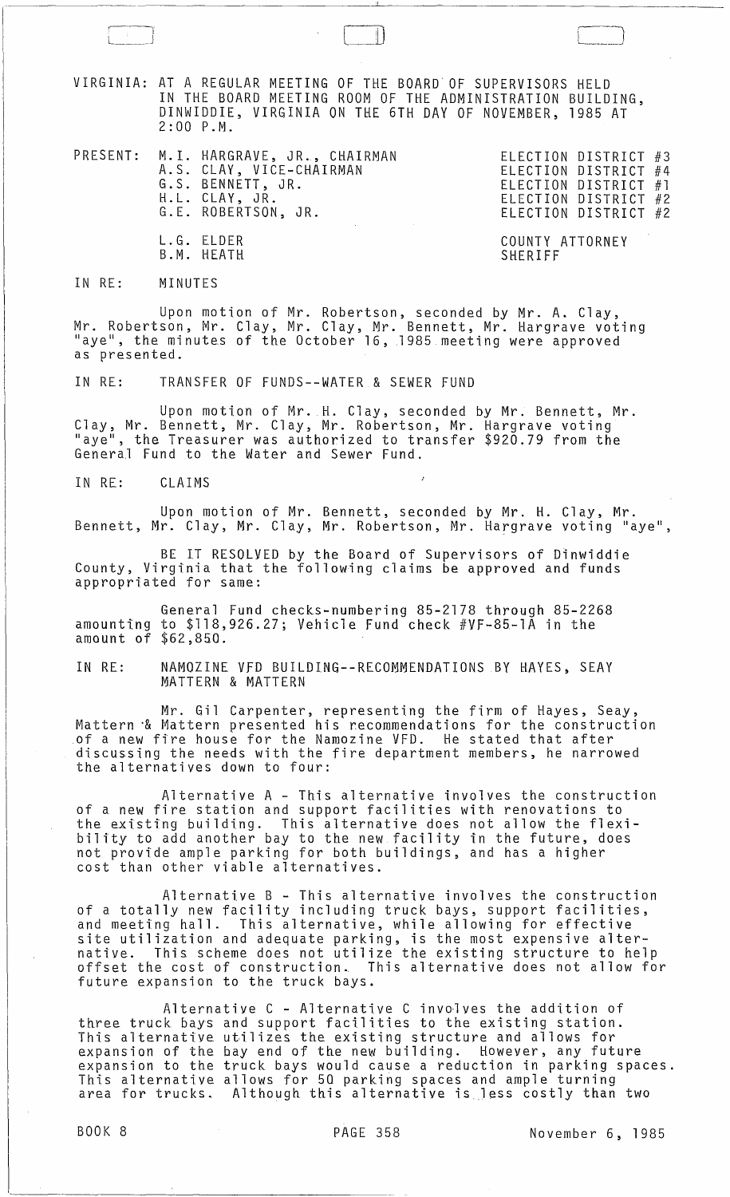VIRGINIA: AT A REGULAR MEETING OF THE BOARD OF SUPERVISORS HELD IN THE BOARD MEETING ROOM OF THE ADMINISTRATION BUILDING, DINWIDDIE, VIRGINIA ON THE 6TH DAY OF NOVEMBER, 1985 AT 2:00 P.M.

| PRESENT: | | |
|---|---|---|
| | M.I. HARGRAVE, JR., CHAIRMAN | ELECTION DISTRICT #3 |
| | A.S. CLAY, VICE-CHAIRMAN | ELECTION DISTRICT #4 |
| | G.S. BENNETT, JR. | ELECTION DISTRICT #1 |
| | H.L. CLAY, JR. | ELECTION DISTRICT #2 |
| | G.E. ROBERTSON, JR. | ELECTION DISTRICT #2 |
| | L.G. ELDER | COUNTY ATTORNEY |
| | B.M. HEATH | SHERIFF |

IN RE: MINUTES

Upon motion of Mr. Robertson, seconded by Mr. A. Clay, Mr. Robertson, Mr. Clay, Mr. Clay, Mr. Bennett, Mr. Hargrave voting "aye", the minutes of the October 16, 1985 meeting were approved as presented.

IN RE: TRANSFER OF FUNDS--WATER & SEWER FUND

Upon motion of Mr. H. Clay, seconded by Mr. Bennett, Mr. Clay, Mr. Bennett, Mr. Clay, Mr. Robertson, Mr. Hargrave voting "aye", the Treasurer was authorized to transfer $920.79 from the General Fund to the Water and Sewer Fund.

IN RE: CLAIMS

Upon motion of Mr. Bennett, seconded by Mr. H. Clay, Mr. Bennett, Mr. Clay, Mr. Clay, Mr. Robertson, Mr. Hargrave voting "aye",

BE IT RESOLVED by the Board of Supervisors of Dinwiddie County, Virginia that the following claims be approved and funds appropriated for same:

General Fund checks-numbering 85-2178 through 85-2268 amounting to $118,926.27; Vehicle Fund check #VF-85-1A in the amount of $62,850.

IN RE: NAMOZINE VFD BUILDING--RECOMMENDATIONS BY HAYES, SEAY MATTERN & MATTERN

Mr. Gil Carpenter, representing the firm of Hayes, Seay, Mattern & Mattern presented his recommendations for the construction of a new fire house for the Namozine VFD. He stated that after discussing the needs with the fire department members, he narrowed the alternatives down to four:

Alternative A - This alternative involves the construction of a new fire station and support facilities with renovations to the existing building. This alternative does not allow the flexibility to add another bay to the new facility in the future, does not provide ample parking for both buildings, and has a higher cost than other viable alternatives.

Alternative B - This alternative involves the construction of a totally new facility including truck bays, support facilities, and meeting hall. This alternative, while allowing for effective site utilization and adequate parking, is the most expensive alternative. This scheme does not utilize the existing structure to help offset the cost of construction. This alternative does not allow for future expansion to the truck bays.

Alternative C - Alternative C involves the addition of three truck bays and support facilities to the existing station. This alternative utilizes the existing structure and allows for expansion of the bay end of the new building. However, any future expansion to the truck bays would cause a reduction in parking spaces. This alternative allows for 50 parking spaces and ample turning area for trucks. Although this alternative is less costly than two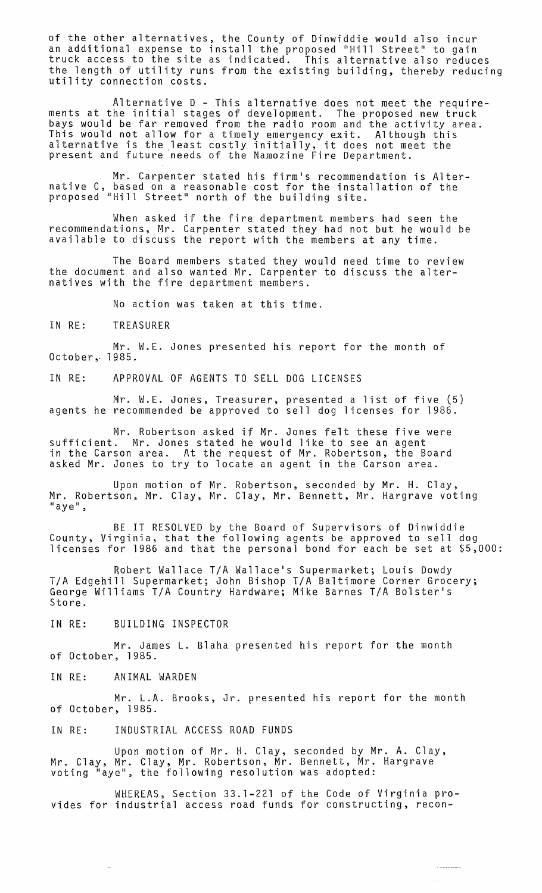of the other alternatives, the County of Dinwiddie would also incur an additional expense to install the proposed "Hill Street" to gain truck access to the site as indicated. This alternative also reduces the length of utility runs from the existing building, thereby reducing utility connection costs.

Alternative D - This alternative does not meet the requirements at the initial stages of development. The proposed new truck bays would be far removed from the radio room and the activity area. This would not allow for a timely emergency exit. Although this alternative is the least costly initially, it does not meet the present and future needs of the Namozine Fire Department.

Mr. Carpenter stated his firm's recommendation is Alternative C, based on a reasonable cost for the installation of the proposed "Hill Street" north of the building site.

When asked if the fire department members had seen the recommendations, Mr. Carpenter stated they had not but he would be available to discuss the report with the members at any time.

The Board members stated they would need time to review the document and also wanted Mr. Carpenter to discuss the alternatives with the fire department members.

No action was taken at this time.

IN RE: TREASURER

Mr. W.E. Jones presented his report for the month of October, 1985.

IN RE: APPROVAL OF AGENTS TO SELL DOG LICENSES

Mr. W.E. Jones, Treasurer, presented a list of five (5) agents he recommended be approved to sell dog licenses for 1986.

Mr. Robertson asked if Mr. Jones felt these five were sufficient. Mr. Jones stated he would like to see an agent in the Carson area. At the request of Mr. Robertson, the Board asked Mr. Jones to try to locate an agent in the Carson area.

Upon motion of Mr. Robertson, seconded by Mr. H. Clay, Mr. Robertson, Mr. Clay, Mr. Clay, Mr. Bennett, Mr. Hargrave voting "aye",

BE IT RESOLVED by the Board of Supervisors of Dinwiddie County, Virginia, that the following agents be approved to sell dog licenses for 1986 and that the personal bond for each be set at $5,000:

Robert Wallace T/A Wallace's Supermarket; Louis Dowdy T/A Edgehill Supermarket; John Bishop T/A Baltimore Corner Grocery; George Williams T/A Country Hardware; Mike Barnes T/A Bolster's Store.

IN RE: BUILDING INSPECTOR

Mr. James L. Blaha presented his report for the month of October, 1985.

IN RE: ANIMAL WARDEN

Mr. L.A. Brooks, Jr. presented his report for the month of October, 1985.

IN RE: INDUSTRIAL ACCESS ROAD FUNDS

Upon motion of Mr. H. Clay, seconded by Mr. A. Clay, Mr. Clay, Mr. Clay, Mr. Robertson, Mr. Bennett, Mr. Hargrave voting "aye", the following resolution was adopted:

WHEREAS, Section 33.1-221 of the Code of Virginia provides for industrial access road funds for constructing, recon-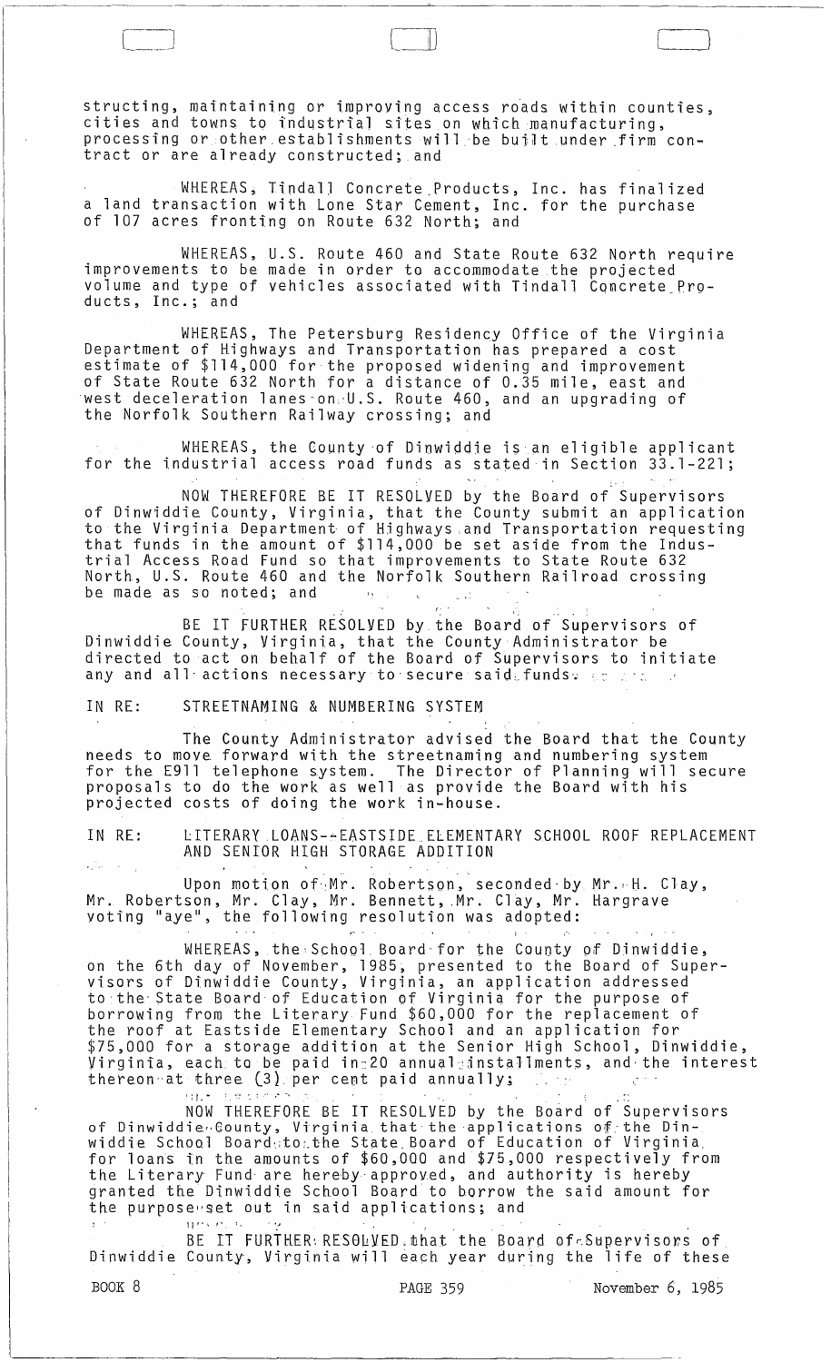structing, maintaining or improving access roads within counties, cities and towns to industrial sites on which manufacturing, processing or other establishments will be built under firm contract or are already constructed; and

WHEREAS, Tindall Concrete Products, Inc. has finalized a land transaction with Lone Star Cement, Inc. for the purchase of 107 acres fronting on Route 632 North; and

WHEREAS, U.S. Route 460 and State Route 632 North require improvements to be made in order to accommodate the projected volume and type of vehicles associated with Tindall Concrete Products, Inc.; and

WHEREAS, The Petersburg Residency Office of the Virginia Department of Highways and Transportation has prepared a cost estimate of $114,000 for the proposed widening and improvement of State Route 632 North for a distance of 0.35 mile, east and west deceleration lanes on U.S. Route 460, and an upgrading of the Norfolk Southern Railway crossing; and

WHEREAS, the County of Dinwiddie is an eligible applicant for the industrial access road funds as stated in Section 33.1-221;

NOW THEREFORE BE IT RESOLVED by the Board of Supervisors of Dinwiddie County, Virginia, that the County submit an application to the Virginia Department of Highways and Transportation requesting that funds in the amount of $114,000 be set aside from the Industrial Access Road Fund so that improvements to State Route 632 North, U.S. Route 460 and the Norfolk Southern Railroad crossing be made as so noted; and

BE IT FURTHER RESOLVED by the Board of Supervisors of Dinwiddie County, Virginia, that the County Administrator be directed to act on behalf of the Board of Supervisors to initiate any and all actions necessary to secure said funds.

IN RE: STREETNAMING & NUMBERING SYSTEM

The County Administrator advised the Board that the County needs to move forward with the streetnaming and numbering system for the E911 telephone system. The Director of Planning will secure proposals to do the work as well as provide the Board with his projected costs of doing the work in-house.

IN RE: LITERARY LOANS--EASTSIDE ELEMENTARY SCHOOL ROOF REPLACEMENT AND SENIOR HIGH STORAGE ADDITION

Upon motion of Mr. Robertson, seconded by Mr. H. Clay, Mr. Robertson, Mr. Clay, Mr. Bennett, Mr. Clay, Mr. Hargrave voting "aye", the following resolution was adopted:

WHEREAS, the School Board for the County of Dinwiddie, on the 6th day of November, 1985, presented to the Board of Supervisors of Dinwiddie County, Virginia, an application addressed to the State Board of Education of Virginia for the purpose of borrowing from the Literary Fund $60,000 for the replacement of the roof at Eastside Elementary School and an application for $75,000 for a storage addition at the Senior High School, Dinwiddie, Virginia, each to be paid in 20 annual installments, and the interest thereon at three (3) per cent paid annually;

NOW THEREFORE BE IT RESOLVED by the Board of Supervisors of Dinwiddie County, Virginia that the applications of the Dinwiddie School Board to the State Board of Education of Virginia for loans in the amounts of $60,000 and $75,000 respectively from the Literary Fund are hereby approved, and authority is hereby granted the Dinwiddie School Board to borrow the said amount for the purpose set out in said applications; and

BE IT FURTHER RESOLVED that the Board of Supervisors of Dinwiddie County, Virginia will each year during the life of these

BOOK 8 PAGE 359 November 6, 1985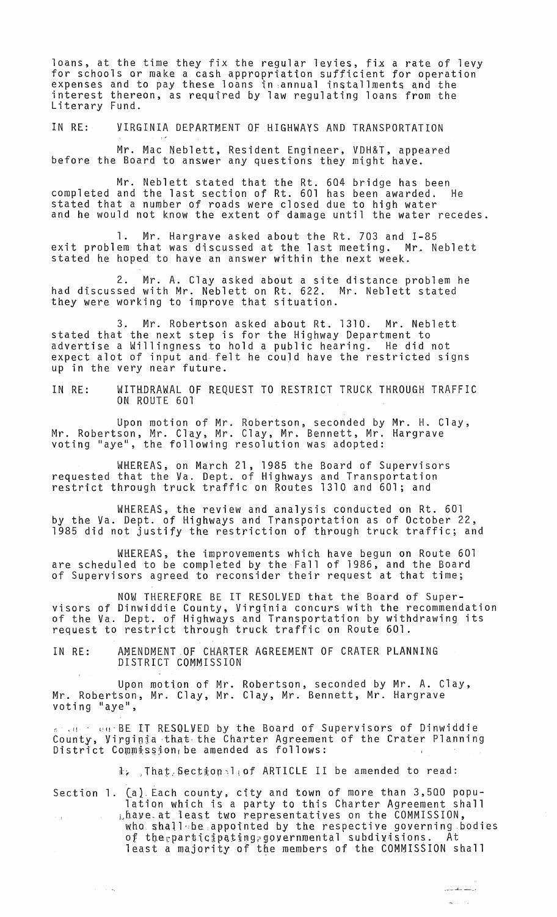loans, at the time they fix the regular levies, fix a rate of levy for schools or make a cash appropriation sufficient for operation expenses and to pay these loans in annual installments and the interest thereon, as required by law regulating loans from the Literary Fund.

IN RE: VIRGINIA DEPARTMENT OF HIGHWAYS AND TRANSPORTATION

Mr. Mac Neblett, Resident Engineer, VDH&T, appeared before the Board to answer any questions they might have.

Mr. Neblett stated that the Rt. 604 bridge has been completed and the last section of Rt. 601 has been awarded. He stated that a number of roads were closed due to high water and he would not know the extent of damage until the water recedes.

1. Mr. Hargrave asked about the Rt. 703 and I-85 exit problem that was discussed at the last meeting. Mr. Neblett stated he hoped to have an answer within the next week.

2. Mr. A. Clay asked about a site distance problem he had discussed with Mr. Neblett on Rt. 622. Mr. Neblett stated they were working to improve that situation.

3. Mr. Robertson asked about Rt. 1310. Mr. Neblett stated that the next step is for the Highway Department to advertise a Willingness to hold a public hearing. He did not expect alot of input and felt he could have the restricted signs up in the very near future.

IN RE: WITHDRAWAL OF REQUEST TO RESTRICT TRUCK THROUGH TRAFFIC ON ROUTE 601

Upon motion of Mr. Robertson, seconded by Mr. H. Clay, Mr. Robertson, Mr. Clay, Mr. Clay, Mr. Bennett, Mr. Hargrave voting "aye", the following resolution was adopted:

WHEREAS, on March 21, 1985 the Board of Supervisors requested that the Va. Dept. of Highways and Transportation restrict through truck traffic on Routes 1310 and 601; and

WHEREAS, the review and analysis conducted on Rt. 601 by the Va. Dept. of Highways and Transportation as of October 22, 1985 did not justify the restriction of through truck traffic; and

WHEREAS, the improvements which have begun on Route 601 are scheduled to be completed by the Fall of 1986, and the Board of Supervisors agreed to reconsider their request at that time;

NOW THEREFORE BE IT RESOLVED that the Board of Supervisors of Dinwiddie County, Virginia concurs with the recommendation of the Va. Dept. of Highways and Transportation by withdrawing its request to restrict through truck traffic on Route 601.

IN RE: AMENDMENT OF CHARTER AGREEMENT OF CRATER PLANNING DISTRICT COMMISSION

Upon motion of Mr. Robertson, seconded by Mr. A. Clay, Mr. Robertson, Mr. Clay, Mr. Clay, Mr. Bennett, Mr. Hargrave voting "aye",

BE IT RESOLVED by the Board of Supervisors of Dinwiddie County, Virginia that the Charter Agreement of the Crater Planning District Commission be amended as follows:

1. That Section 1 of ARTICLE II be amended to read:

Section 1. (a) Each county, city and town of more than 3,500 population which is a party to this Charter Agreement shall have at least two representatives on the COMMISSION, who shall be appointed by the respective governing bodies of the participating governmental subdivisions. At least a majority of the members of the COMMISSION shall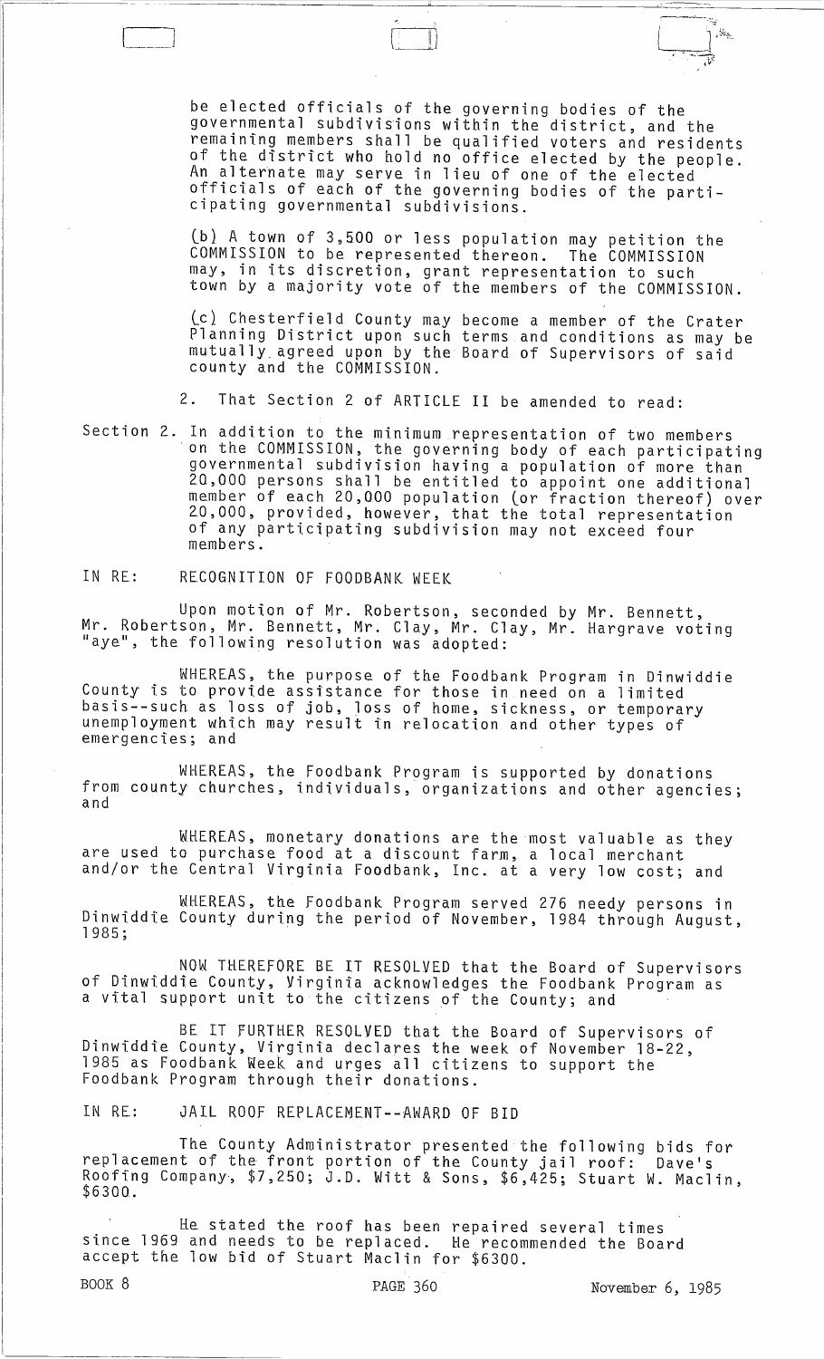be elected officials of the governing bodies of the governmental subdivisions within the district, and the remaining members shall be qualified voters and residents of the district who hold no office elected by the people. An alternate may serve in lieu of one of the elected officials of each of the governing bodies of the participating governmental subdivisions.

(b) A town of 3,500 or less population may petition the COMMISSION to be represented thereon. The COMMISSION may, in its discretion, grant representation to such town by a majority vote of the members of the COMMISSION.

(c) Chesterfield County may become a member of the Crater Planning District upon such terms and conditions as may be mutually agreed upon by the Board of Supervisors of said county and the COMMISSION.

2. That Section 2 of ARTICLE II be amended to read:

Section 2. In addition to the minimum representation of two members on the COMMISSION, the governing body of each participating governmental subdivision having a population of more than 20,000 persons shall be entitled to appoint one additional member of each 20,000 population (or fraction thereof) over 20,000, provided, however, that the total representation of any participating subdivision may not exceed four members.

IN RE: RECOGNITION OF FOODBANK WEEK

Upon motion of Mr. Robertson, seconded by Mr. Bennett, Mr. Robertson, Mr. Bennett, Mr. Clay, Mr. Clay, Mr. Hargrave voting "aye", the following resolution was adopted:

WHEREAS, the purpose of the Foodbank Program in Dinwiddie County is to provide assistance for those in need on a limited basis--such as loss of job, loss of home, sickness, or temporary unemployment which may result in relocation and other types of emergencies; and

WHEREAS, the Foodbank Program is supported by donations from county churches, individuals, organizations and other agencies; and

WHEREAS, monetary donations are the most valuable as they are used to purchase food at a discount farm, a local merchant and/or the Central Virginia Foodbank, Inc. at a very low cost; and

WHEREAS, the Foodbank Program served 276 needy persons in Dinwiddie County during the period of November, 1984 through August, 1985;

NOW THEREFORE BE IT RESOLVED that the Board of Supervisors of Dinwiddie County, Virginia acknowledges the Foodbank Program as a vital support unit to the citizens of the County; and

BE IT FURTHER RESOLVED that the Board of Supervisors of Dinwiddie County, Virginia declares the week of November 18-22, 1985 as Foodbank Week and urges all citizens to support the Foodbank Program through their donations.

IN RE: JAIL ROOF REPLACEMENT--AWARD OF BID

The County Administrator presented the following bids for replacement of the front portion of the County jail roof: Dave's Roofing Company, $7,250; J.D. Witt & Sons, $6,425; Stuart W. Maclin, $6300.

He stated the roof has been repaired several times since 1969 and needs to be replaced. He recommended the Board accept the low bid of Stuart Maclin for $6300.

BOOK 8 PAGE 360 November 6, 1985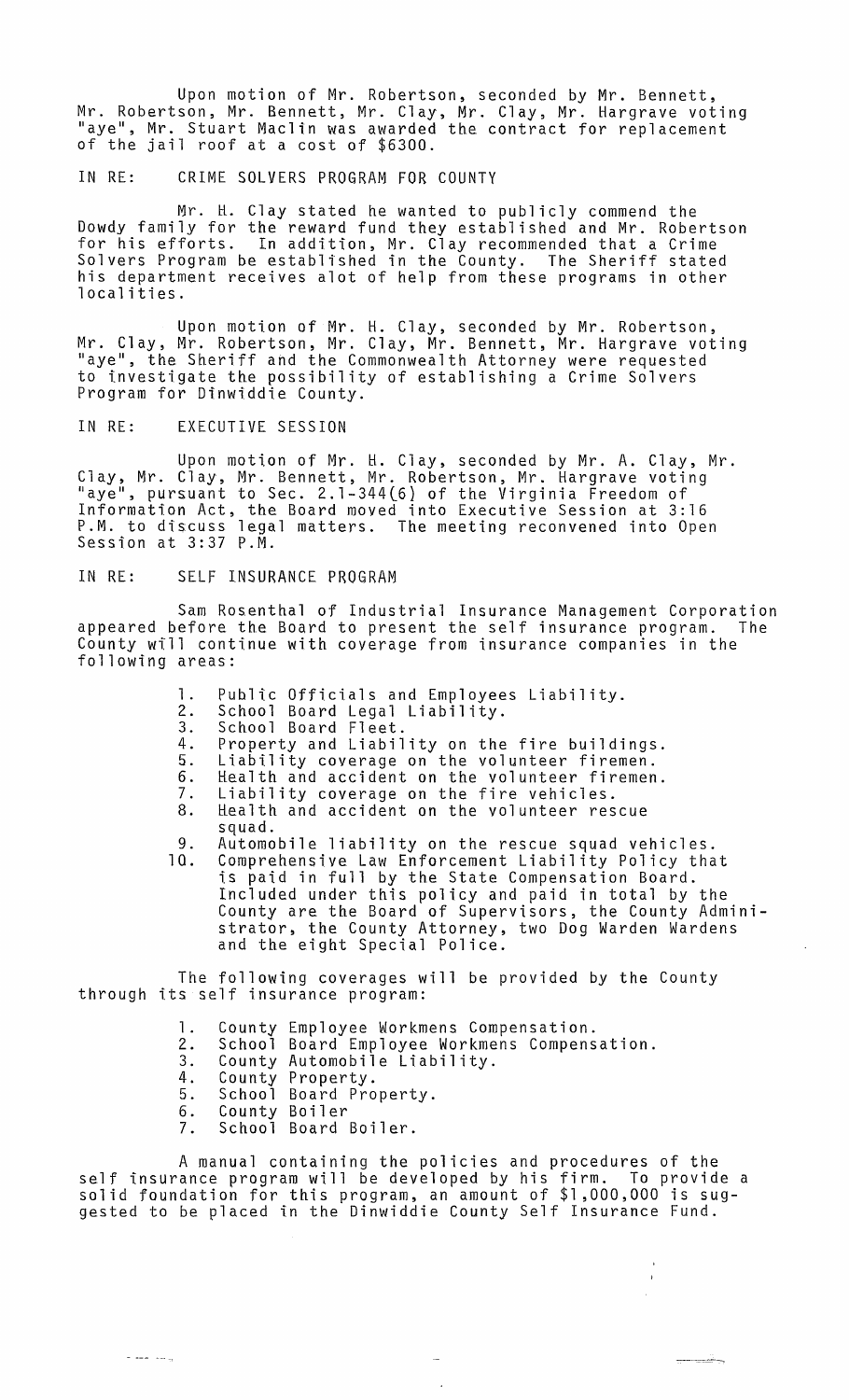Upon motion of Mr. Robertson, seconded by Mr. Bennett, Mr. Robertson, Mr. Bennett, Mr. Clay, Mr. Clay, Mr. Hargrave voting "aye", Mr. Stuart Maclin was awarded the contract for replacement of the jail roof at a cost of $6300.

IN RE: CRIME SOLVERS PROGRAM FOR COUNTY

Mr. H. Clay stated he wanted to publicly commend the Dowdy family for the reward fund they established and Mr. Robertson for his efforts. In addition, Mr. Clay recommended that a Crime Solvers Program be established in the County. The Sheriff stated his department receives alot of help from these programs in other localities.

Upon motion of Mr. H. Clay, seconded by Mr. Robertson, Mr. Clay, Mr. Robertson, Mr. Clay, Mr. Bennett, Mr. Hargrave voting "aye", the Sheriff and the Commonwealth Attorney were requested to investigate the possibility of establishing a Crime Solvers Program for Dinwiddie County.

IN RE: EXECUTIVE SESSION

Upon motion of Mr. H. Clay, seconded by Mr. A. Clay, Mr. Clay, Mr. Clay, Mr. Bennett, Mr. Robertson, Mr. Hargrave voting "aye", pursuant to Sec. 2.1-344(6) of the Virginia Freedom of Information Act, the Board moved into Executive Session at 3:16 P.M. to discuss legal matters. The meeting reconvened into Open Session at 3:37 P.M.

IN RE: SELF INSURANCE PROGRAM

Sam Rosenthal of Industrial Insurance Management Corporation appeared before the Board to present the self insurance program. The County will continue with coverage from insurance companies in the following areas:

1. Public Officials and Employees Liability.
2. School Board Legal Liability.
3. School Board Fleet.
4. Property and Liability on the fire buildings.
5. Liability coverage on the volunteer firemen.
6. Health and accident on the volunteer firemen.
7. Liability coverage on the fire vehicles.
8. Health and accident on the volunteer rescue squad.
9. Automobile liability on the rescue squad vehicles.
10. Comprehensive Law Enforcement Liability Policy that is paid in full by the State Compensation Board. Included under this policy and paid in total by the County are the Board of Supervisors, the County Administrator, the County Attorney, two Dog Warden Wardens and the eight Special Police.

The following coverages will be provided by the County through its self insurance program:

1. County Employee Workmens Compensation.
2. School Board Employee Workmens Compensation.
3. County Automobile Liability.
4. County Property.
5. School Board Property.
6. County Boiler
7. School Board Boiler.

A manual containing the policies and procedures of the self insurance program will be developed by his firm. To provide a solid foundation for this program, an amount of $1,000,000 is suggested to be placed in the Dinwiddie County Self Insurance Fund.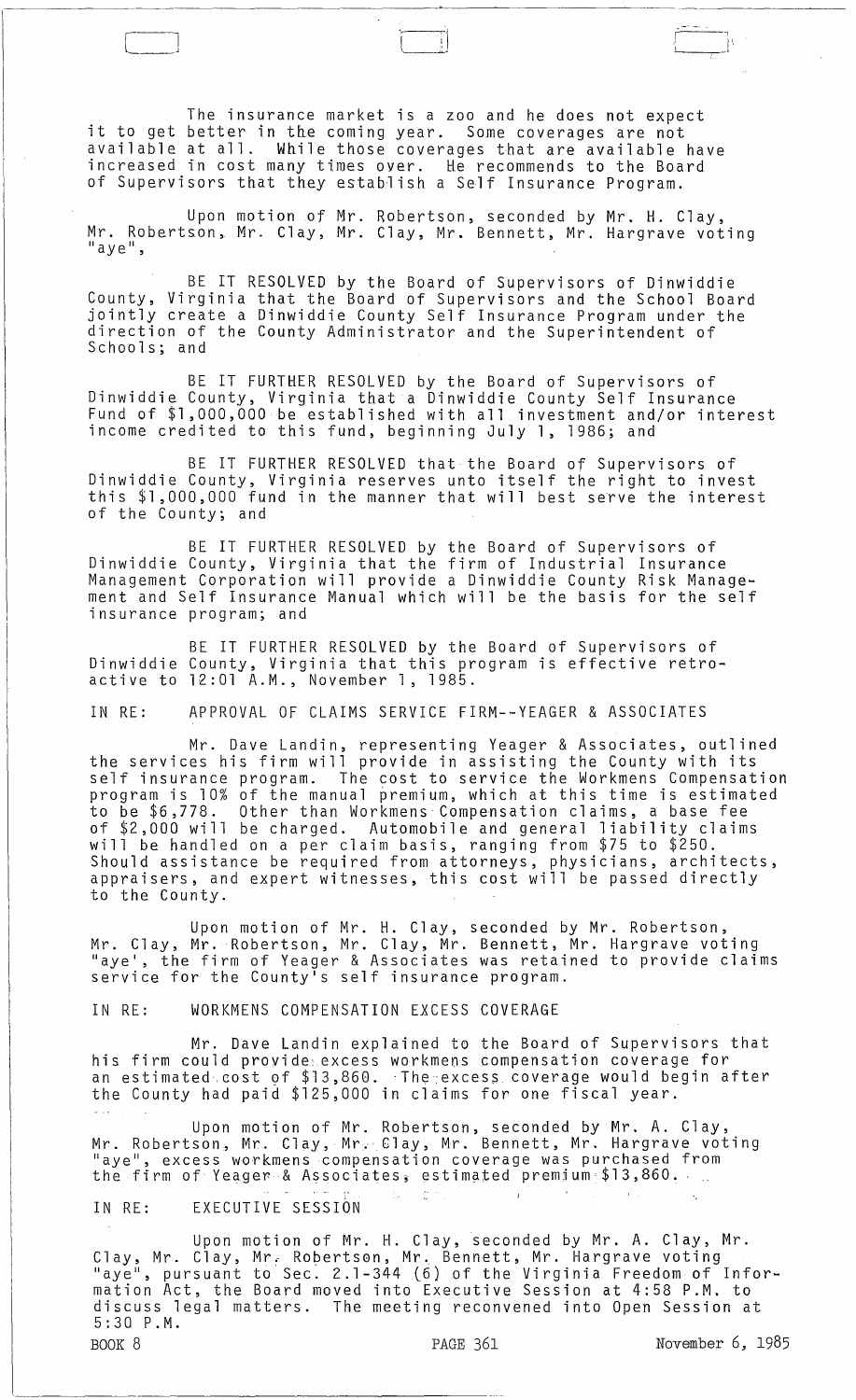The insurance market is a zoo and he does not expect it to get better in the coming year. Some coverages are not available at all. While those coverages that are available have increased in cost many times over. He recommends to the Board of Supervisors that they establish a Self Insurance Program.

Upon motion of Mr. Robertson, seconded by Mr. H. Clay, Mr. Robertson, Mr. Clay, Mr. Clay, Mr. Bennett, Mr. Hargrave voting "aye",

BE IT RESOLVED by the Board of Supervisors of Dinwiddie County, Virginia that the Board of Supervisors and the School Board jointly create a Dinwiddie County Self Insurance Program under the direction of the County Administrator and the Superintendent of Schools; and

BE IT FURTHER RESOLVED by the Board of Supervisors of Dinwiddie County, Virginia that a Dinwiddie County Self Insurance Fund of $1,000,000 be established with all investment and/or interest income credited to this fund, beginning July 1, 1986; and

BE IT FURTHER RESOLVED that the Board of Supervisors of Dinwiddie County, Virginia reserves unto itself the right to invest this $1,000,000 fund in the manner that will best serve the interest of the County; and

BE IT FURTHER RESOLVED by the Board of Supervisors of Dinwiddie County, Virginia that the firm of Industrial Insurance Management Corporation will provide a Dinwiddie County Risk Management and Self Insurance Manual which will be the basis for the self insurance program; and

BE IT FURTHER RESOLVED by the Board of Supervisors of Dinwiddie County, Virginia that this program is effective retroactive to 12:01 A.M., November 1, 1985.

IN RE: APPROVAL OF CLAIMS SERVICE FIRM--YEAGER & ASSOCIATES

Mr. Dave Landin, representing Yeager & Associates, outlined the services his firm will provide in assisting the County with its self insurance program. The cost to service the Workmens Compensation program is 10% of the manual premium, which at this time is estimated to be $6,778. Other than Workmens Compensation claims, a base fee of $2,000 will be charged. Automobile and general liability claims will be handled on a per claim basis, ranging from $75 to $250. Should assistance be required from attorneys, physicians, architects, appraisers, and expert witnesses, this cost will be passed directly to the County.

Upon motion of Mr. H. Clay, seconded by Mr. Robertson, Mr. Clay, Mr. Robertson, Mr. Clay, Mr. Bennett, Mr. Hargrave voting "aye', the firm of Yeager & Associates was retained to provide claims service for the County's self insurance program.

IN RE: WORKMENS COMPENSATION EXCESS COVERAGE

Mr. Dave Landin explained to the Board of Supervisors that his firm could provide excess workmens compensation coverage for an estimated cost of $13,860. The excess coverage would begin after the County had paid $125,000 in claims for one fiscal year.

Upon motion of Mr. Robertson, seconded by Mr. A. Clay, Mr. Robertson, Mr. Clay, Mr. Clay, Mr. Bennett, Mr. Hargrave voting "aye", excess workmens compensation coverage was purchased from the firm of Yeager & Associates, estimated premium $13,860.

IN RE: EXECUTIVE SESSION

Upon motion of Mr. H. Clay, seconded by Mr. A. Clay, Mr. Clay, Mr. Clay, Mr. Robertson, Mr. Bennett, Mr. Hargrave voting "aye", pursuant to Sec. 2.1-344 (6) of the Virginia Freedom of Information Act, the Board moved into Executive Session at 4:58 P.M. to discuss legal matters. The meeting reconvened into Open Session at 5:30 P.M.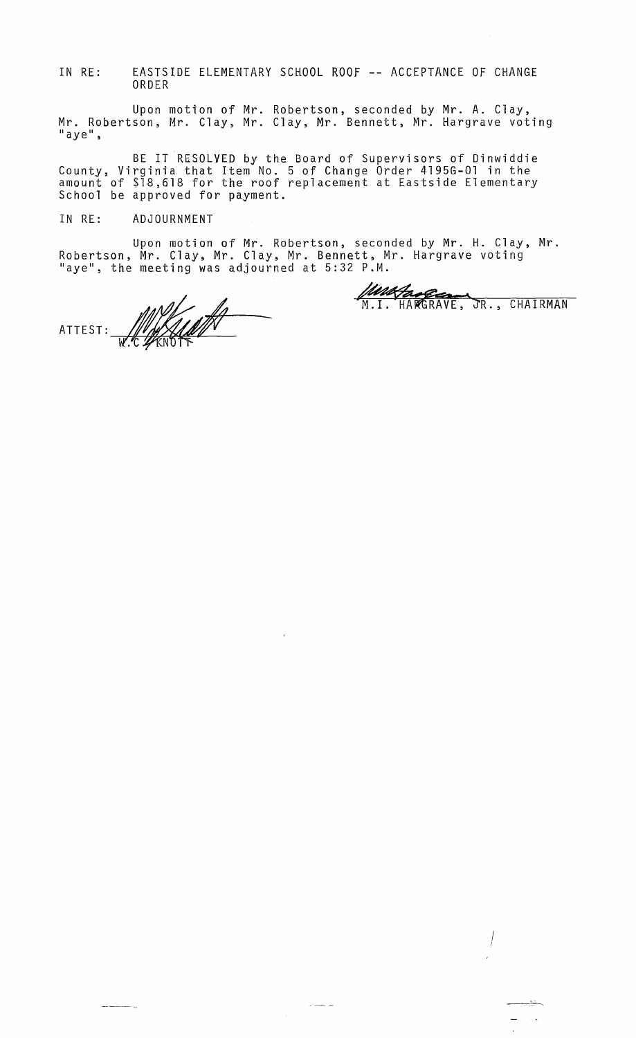IN RE: EASTSIDE ELEMENTARY SCHOOL ROOF -- ACCEPTANCE OF CHANGE ORDER

Upon motion of Mr. Robertson, seconded by Mr. A. Clay, Mr. Robertson, Mr. Clay, Mr. Clay, Mr. Bennett, Mr. Hargrave voting "aye",

BE IT RESOLVED by the Board of Supervisors of Dinwiddie County, Virginia that Item No. 5 of Change Order 4195G-01 in the amount of $18,618 for the roof replacement at Eastside Elementary School be approved for payment.

IN RE: ADJOURNMENT

Upon motion of Mr. Robertson, seconded by Mr. H. Clay, Mr. Robertson, Mr. Clay, Mr. Clay, Mr. Bennett, Mr. Hargrave voting "aye", the meeting was adjourned at 5:32 P.M.

M.I. HARGRAVE, JR., CHAIRMAN

ATTEST: W.C. KNOTT